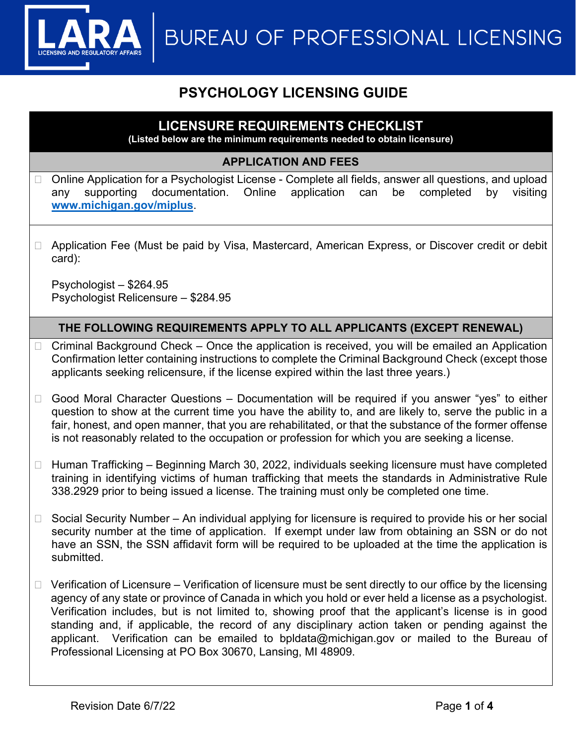# PSYCHOLOGY LICENSING GUIDE

## LICENSURE REQUIREMENTS CHECKLIST

**(Listed below are the minimum requirements needed to obtain licensure)**

### APPLICATION AND FEES

- ☐ Online Application for a Psychologist License - Complete all fields, answer all questions, and upload any supporting documentation. Online application can be completed by visiting **www.michigan.gov/miplus**.

- ☐ Application Fee (Must be paid by Visa, Mastercard, American Express, or Discover credit or debit card):

  Psychologist – $264.95
  Psychologist Relicensure – $284.95

### THE FOLLOWING REQUIREMENTS APPLY TO ALL APPLICANTS (EXCEPT RENEWAL)

- ☐ Criminal Background Check – Once the application is received, you will be emailed an Application Confirmation letter containing instructions to complete the Criminal Background Check (except those applicants seeking relicensure, if the license expired within the last three years.)

- ☐ Good Moral Character Questions – Documentation will be required if you answer "yes" to either question to show at the current time you have the ability to, and are likely to, serve the public in a fair, honest, and open manner, that you are rehabilitated, or that the substance of the former offense is not reasonably related to the occupation or profession for which you are seeking a license.

- ☐ Human Trafficking – Beginning March 30, 2022, individuals seeking licensure must have completed training in identifying victims of human trafficking that meets the standards in Administrative Rule 338.2929 prior to being issued a license. The training must only be completed one time.

- ☐ Social Security Number – An individual applying for licensure is required to provide his or her social security number at the time of application. If exempt under law from obtaining an SSN or do not have an SSN, the SSN affidavit form will be required to be uploaded at the time the application is submitted.

- ☐ Verification of Licensure – Verification of licensure must be sent directly to our office by the licensing agency of any state or province of Canada in which you hold or ever held a license as a psychologist. Verification includes, but is not limited to, showing proof that the applicant's license is in good standing and, if applicable, the record of any disciplinary action taken or pending against the applicant. Verification can be emailed to bpldata@michigan.gov or mailed to the Bureau of Professional Licensing at PO Box 30670, Lansing, MI 48909.

Revision Date 6/7/22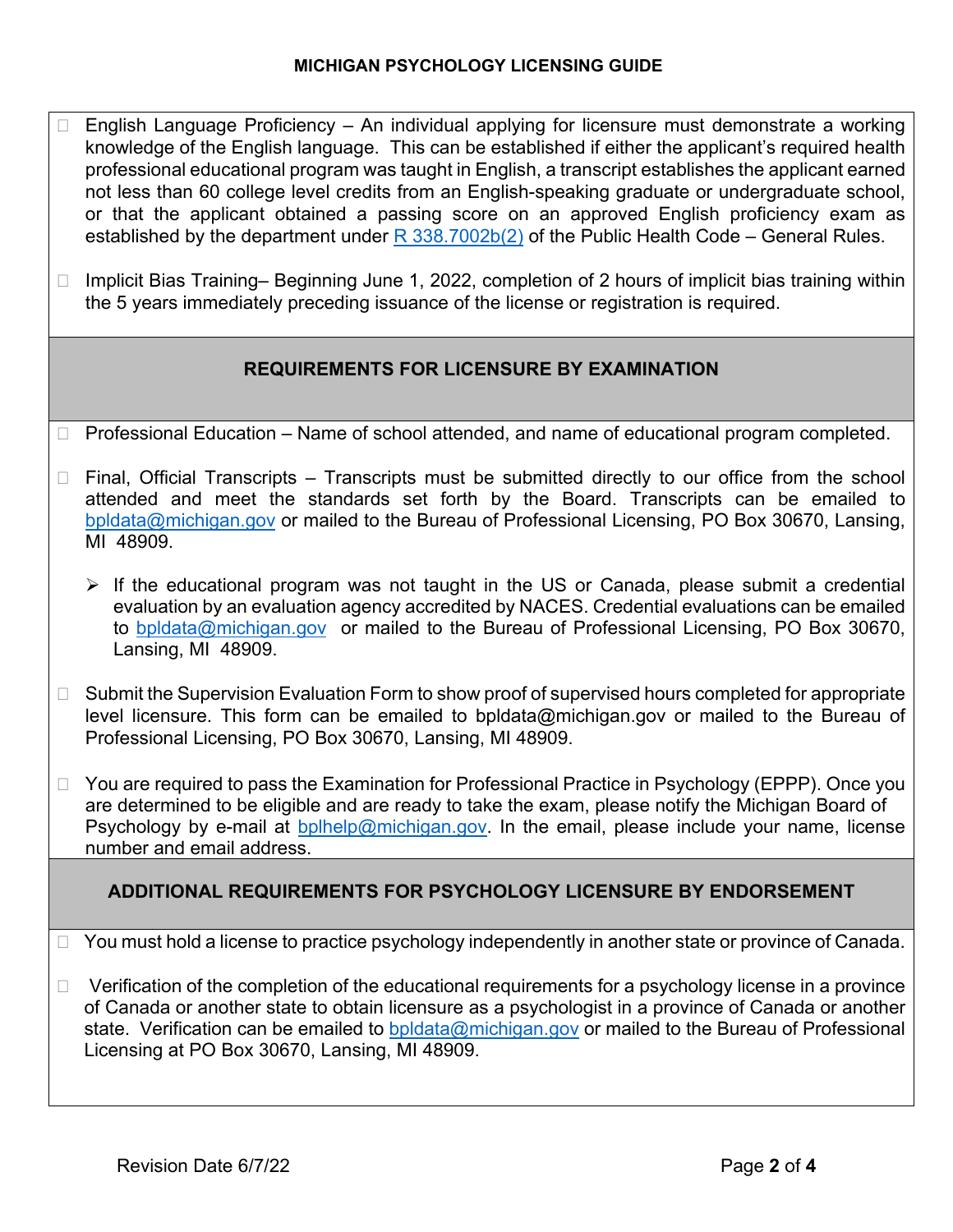- English Language Proficiency – An individual applying for licensure must demonstrate a working knowledge of the English language. This can be established if either the applicant's required health professional educational program was taught in English, a transcript establishes the applicant earned not less than 60 college level credits from an English-speaking graduate or undergraduate school, or that the applicant obtained a passing score on an approved English proficiency exam as established by the department under R 338.7002b(2) of the Public Health Code – General Rules.

- Implicit Bias Training– Beginning June 1, 2022, completion of 2 hours of implicit bias training within the 5 years immediately preceding issuance of the license or registration is required.

## REQUIREMENTS FOR LICENSURE BY EXAMINATION

- Professional Education – Name of school attended, and name of educational program completed.

- Final, Official Transcripts – Transcripts must be submitted directly to our office from the school attended and meet the standards set forth by the Board. Transcripts can be emailed to bpldata@michigan.gov or mailed to the Bureau of Professional Licensing, PO Box 30670, Lansing, MI 48909.

  - If the educational program was not taught in the US or Canada, please submit a credential evaluation by an evaluation agency accredited by NACES. Credential evaluations can be emailed to bpldata@michigan.gov or mailed to the Bureau of Professional Licensing, PO Box 30670, Lansing, MI 48909.

- Submit the Supervision Evaluation Form to show proof of supervised hours completed for appropriate level licensure. This form can be emailed to bpldata@michigan.gov or mailed to the Bureau of Professional Licensing, PO Box 30670, Lansing, MI 48909.

- You are required to pass the Examination for Professional Practice in Psychology (EPPP). Once you are determined to be eligible and are ready to take the exam, please notify the Michigan Board of Psychology by e-mail at bplhelp@michigan.gov. In the email, please include your name, license number and email address.

## ADDITIONAL REQUIREMENTS FOR PSYCHOLOGY LICENSURE BY ENDORSEMENT

- You must hold a license to practice psychology independently in another state or province of Canada.

- Verification of the completion of the educational requirements for a psychology license in a province of Canada or another state to obtain licensure as a psychologist in a province of Canada or another state. Verification can be emailed to bpldata@michigan.gov or mailed to the Bureau of Professional Licensing at PO Box 30670, Lansing, MI 48909.

Revision Date 6/7/22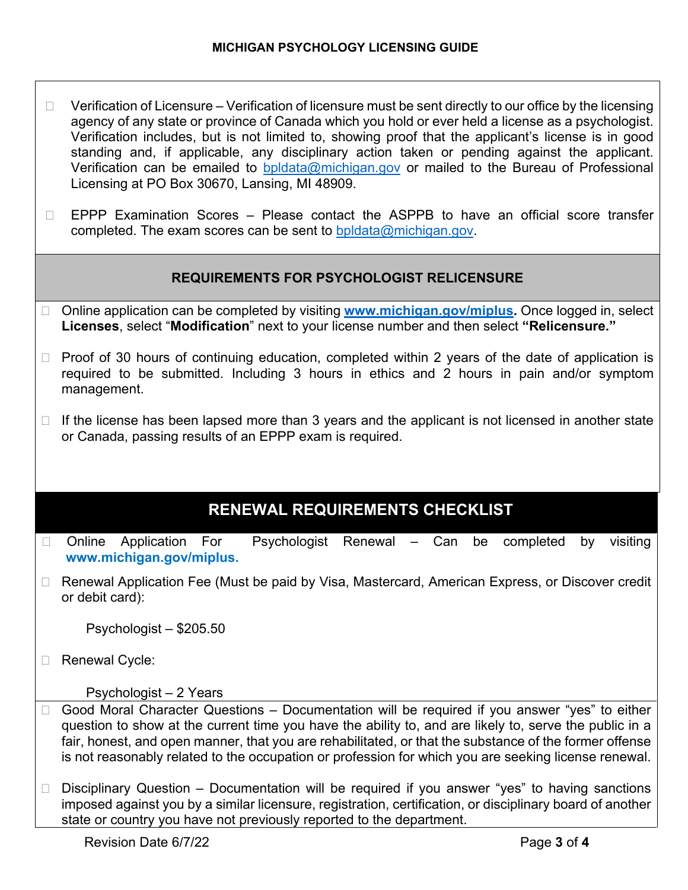- Verification of Licensure – Verification of licensure must be sent directly to our office by the licensing agency of any state or province of Canada which you hold or ever held a license as a psychologist. Verification includes, but is not limited to, showing proof that the applicant's license is in good standing and, if applicable, any disciplinary action taken or pending against the applicant. Verification can be emailed to bpldata@michigan.gov or mailed to the Bureau of Professional Licensing at PO Box 30670, Lansing, MI 48909.

- EPPP Examination Scores – Please contact the ASPPB to have an official score transfer completed. The exam scores can be sent to bpldata@michigan.gov.

## REQUIREMENTS FOR PSYCHOLOGIST RELICENSURE

- Online application can be completed by visiting **www.michigan.gov/miplus.** Once logged in, select **Licenses**, select "**Modification**" next to your license number and then select **"Relicensure."**

- Proof of 30 hours of continuing education, completed within 2 years of the date of application is required to be submitted. Including 3 hours in ethics and 2 hours in pain and/or symptom management.

- If the license has been lapsed more than 3 years and the applicant is not licensed in another state or Canada, passing results of an EPPP exam is required.

## RENEWAL REQUIREMENTS CHECKLIST

- Online Application For Psychologist Renewal – Can be completed by visiting **www.michigan.gov/miplus.**

- Renewal Application Fee (Must be paid by Visa, Mastercard, American Express, or Discover credit or debit card):

  Psychologist – $205.50

- Renewal Cycle:

  Psychologist – 2 Years

- Good Moral Character Questions – Documentation will be required if you answer "yes" to either question to show at the current time you have the ability to, and are likely to, serve the public in a fair, honest, and open manner, that you are rehabilitated, or that the substance of the former offense is not reasonably related to the occupation or profession for which you are seeking license renewal.

- Disciplinary Question – Documentation will be required if you answer "yes" to having sanctions imposed against you by a similar licensure, registration, certification, or disciplinary board of another state or country you have not previously reported to the department.

Revision Date 6/7/22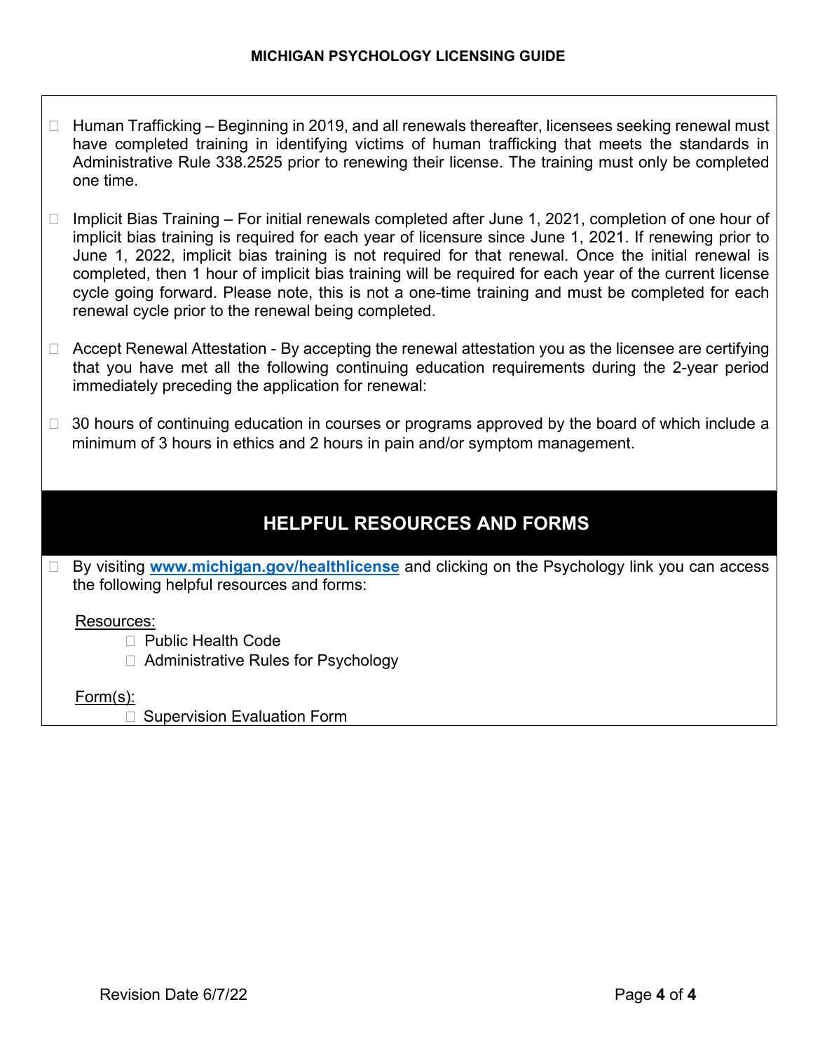- Human Trafficking – Beginning in 2019, and all renewals thereafter, licensees seeking renewal must have completed training in identifying victims of human trafficking that meets the standards in Administrative Rule 338.2525 prior to renewing their license. The training must only be completed one time.

- Implicit Bias Training – For initial renewals completed after June 1, 2021, completion of one hour of implicit bias training is required for each year of licensure since June 1, 2021. If renewing prior to June 1, 2022, implicit bias training is not required for that renewal. Once the initial renewal is completed, then 1 hour of implicit bias training will be required for each year of the current license cycle going forward. Please note, this is not a one-time training and must be completed for each renewal cycle prior to the renewal being completed.

- Accept Renewal Attestation - By accepting the renewal attestation you as the licensee are certifying that you have met all the following continuing education requirements during the 2-year period immediately preceding the application for renewal:

- 30 hours of continuing education in courses or programs approved by the board of which include a minimum of 3 hours in ethics and 2 hours in pain and/or symptom management.

## HELPFUL RESOURCES AND FORMS

- By visiting **www.michigan.gov/healthlicense** and clicking on the Psychology link you can access the following helpful resources and forms:

  Resources:
  - Public Health Code
  - Administrative Rules for Psychology

  Form(s):
  - Supervision Evaluation Form